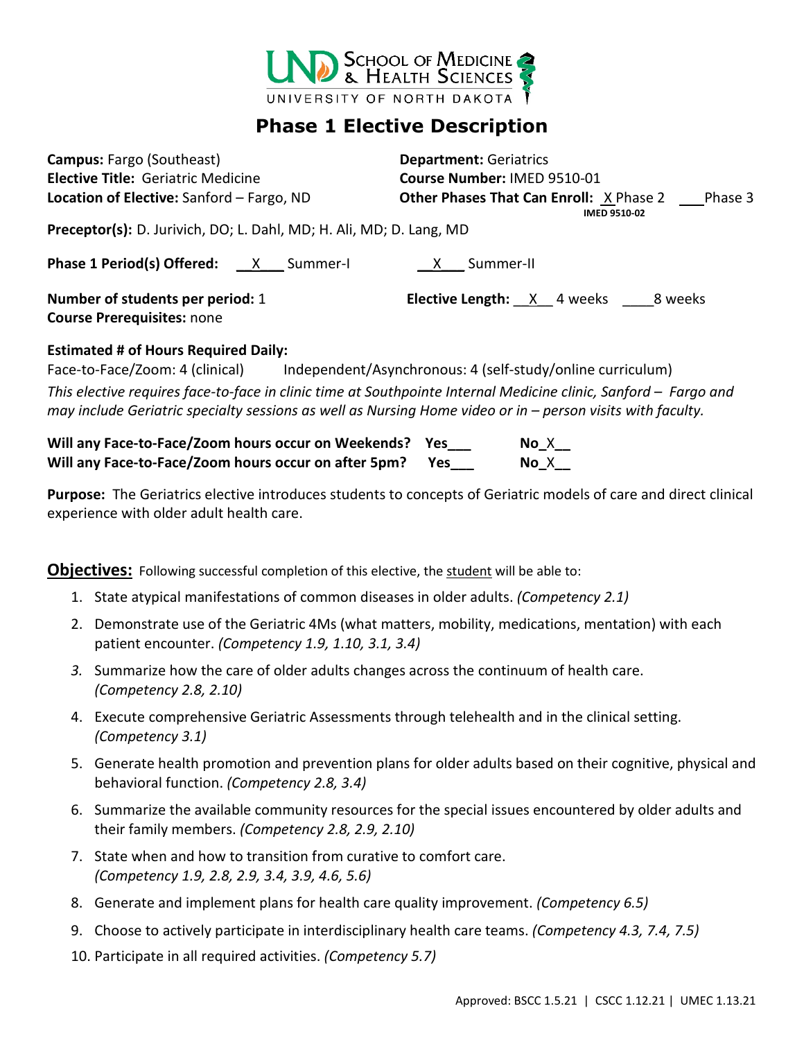UND School of Medicine & Health Sciences
UNIVERSITY OF NORTH DAKOTA

# Phase 1 Elective Description

**Campus:** Fargo (Southeast)
**Elective Title:** Geriatric Medicine
**Location of Elective:** Sanford – Fargo, ND

**Department:** Geriatrics
**Course Number:** IMED 9510-01
**Other Phases That Can Enroll:** X Phase 2 (IMED 9510-02) ___ Phase 3

**Preceptor(s):** D. Jurivich, DO; L. Dahl, MD; H. Ali, MD; D. Lang, MD

**Phase 1 Period(s) Offered:** X Summer-I X Summer-II

**Number of students per period:** 1
**Elective Length:** X 4 weeks ___ 8 weeks
**Course Prerequisites:** none

**Estimated # of Hours Required Daily:**
Face-to-Face/Zoom: 4 (clinical) Independent/Asynchronous: 4 (self-study/online curriculum)

*This elective requires face-to-face in clinic time at Southpointe Internal Medicine clinic, Sanford – Fargo and may include Geriatric specialty sessions as well as Nursing Home video or in – person visits with faculty.*

**Will any Face-to-Face/Zoom hours occur on Weekends?** Yes___ No_X__
**Will any Face-to-Face/Zoom hours occur on after 5pm?** Yes___ No_X__

**Purpose:** The Geriatrics elective introduces students to concepts of Geriatric models of care and direct clinical experience with older adult health care.

**Objectives:** Following successful completion of this elective, the student will be able to:

1. State atypical manifestations of common diseases in older adults. *(Competency 2.1)*
2. Demonstrate use of the Geriatric 4Ms (what matters, mobility, medications, mentation) with each patient encounter. *(Competency 1.9, 1.10, 3.1, 3.4)*
3. Summarize how the care of older adults changes across the continuum of health care. *(Competency 2.8, 2.10)*
4. Execute comprehensive Geriatric Assessments through telehealth and in the clinical setting. *(Competency 3.1)*
5. Generate health promotion and prevention plans for older adults based on their cognitive, physical and behavioral function. *(Competency 2.8, 3.4)*
6. Summarize the available community resources for the special issues encountered by older adults and their family members. *(Competency 2.8, 2.9, 2.10)*
7. State when and how to transition from curative to comfort care. *(Competency 1.9, 2.8, 2.9, 3.4, 3.9, 4.6, 5.6)*
8. Generate and implement plans for health care quality improvement. *(Competency 6.5)*
9. Choose to actively participate in interdisciplinary health care teams. *(Competency 4.3, 7.4, 7.5)*
10. Participate in all required activities. *(Competency 5.7)*

Approved: BSCC 1.5.21 | CSCC 1.12.21 | UMEC 1.13.21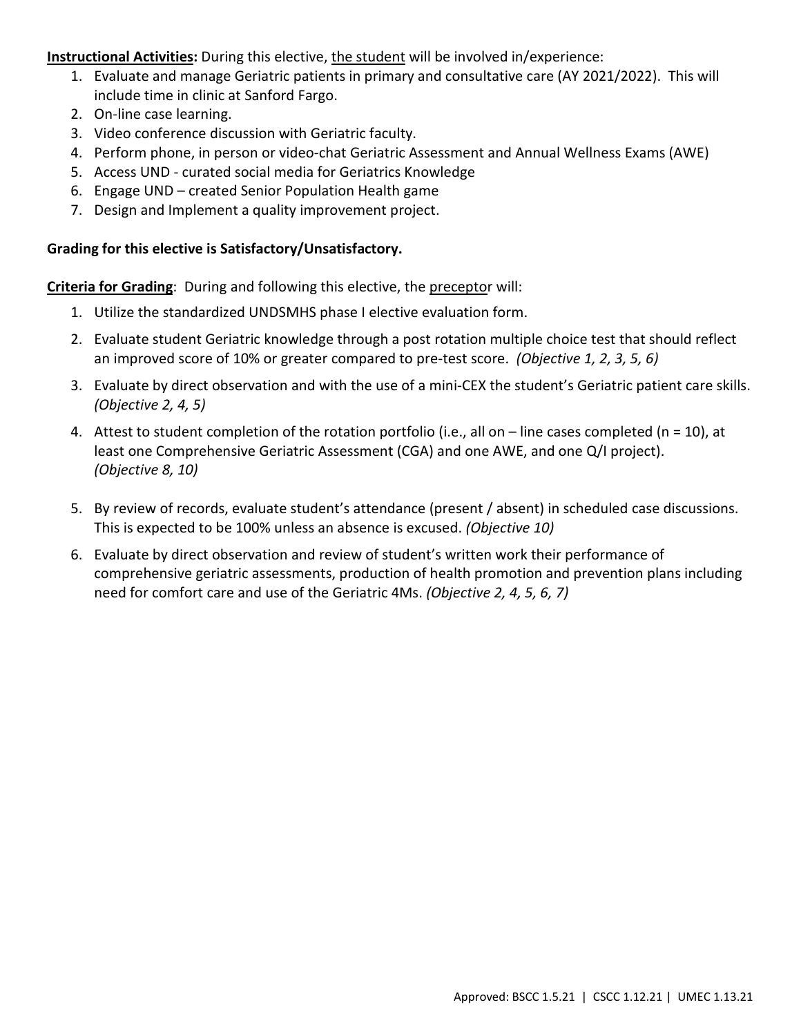**Instructional Activities:** During this elective, the student will be involved in/experience:

1. Evaluate and manage Geriatric patients in primary and consultative care (AY 2021/2022). This will include time in clinic at Sanford Fargo.
2. On-line case learning.
3. Video conference discussion with Geriatric faculty.
4. Perform phone, in person or video-chat Geriatric Assessment and Annual Wellness Exams (AWE)
5. Access UND - curated social media for Geriatrics Knowledge
6. Engage UND – created Senior Population Health game
7. Design and Implement a quality improvement project.

**Grading for this elective is Satisfactory/Unsatisfactory.**

**Criteria for Grading**: During and following this elective, the preceptor will:

1. Utilize the standardized UNDSMHS phase I elective evaluation form.
2. Evaluate student Geriatric knowledge through a post rotation multiple choice test that should reflect an improved score of 10% or greater compared to pre-test score. *(Objective 1, 2, 3, 5, 6)*
3. Evaluate by direct observation and with the use of a mini-CEX the student's Geriatric patient care skills. *(Objective 2, 4, 5)*
4. Attest to student completion of the rotation portfolio (i.e., all on – line cases completed (n = 10), at least one Comprehensive Geriatric Assessment (CGA) and one AWE, and one Q/I project). *(Objective 8, 10)*
5. By review of records, evaluate student's attendance (present / absent) in scheduled case discussions. This is expected to be 100% unless an absence is excused. *(Objective 10)*
6. Evaluate by direct observation and review of student's written work their performance of comprehensive geriatric assessments, production of health promotion and prevention plans including need for comfort care and use of the Geriatric 4Ms. *(Objective 2, 4, 5, 6, 7)*

Approved: BSCC 1.5.21 | CSCC 1.12.21 | UMEC 1.13.21